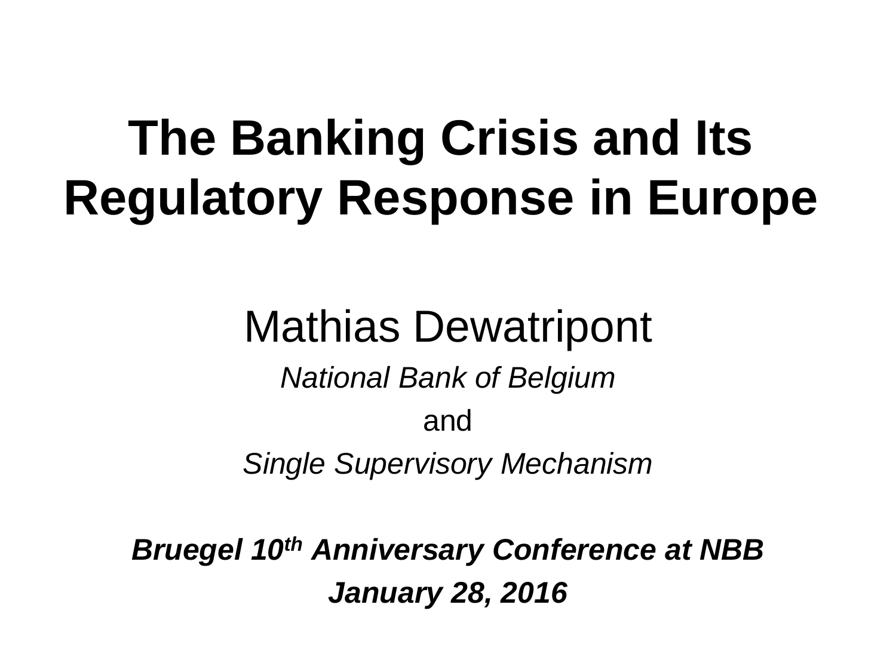# The Banking Crisis and Its Regulatory Response in Europe

Mathias Dewatripont

*National Bank of Belgium*

and

*Single Supervisory Mechanism*

***Bruegel 10th Anniversary Conference at NBB***

***January 28, 2016***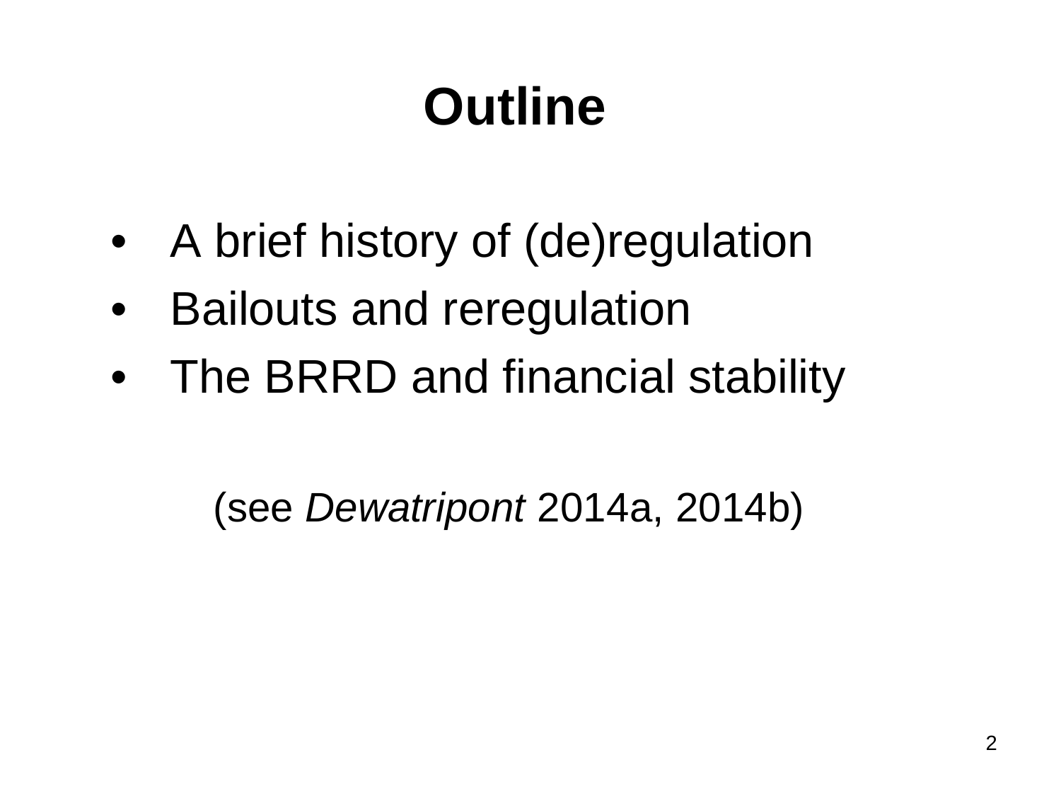# Outline

- A brief history of (de)regulation
- Bailouts and reregulation
- The BRRD and financial stability

(see *Dewatripont* 2014a, 2014b)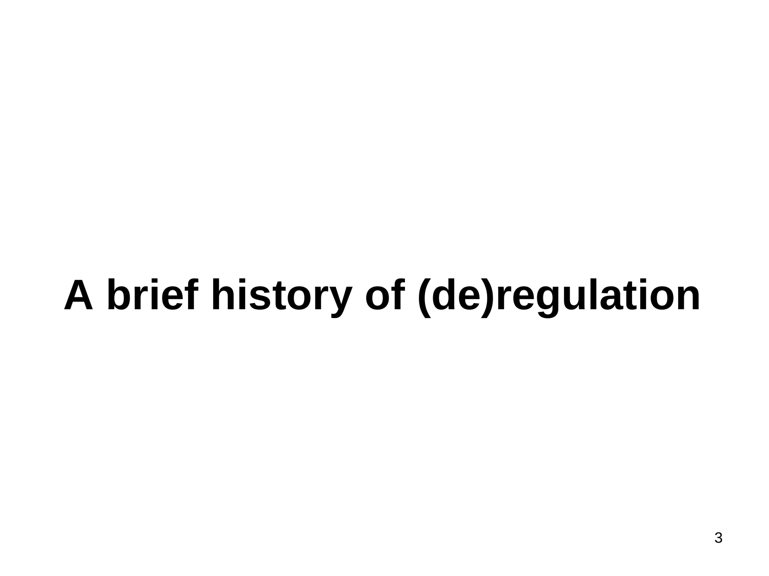# A brief history of (de)regulation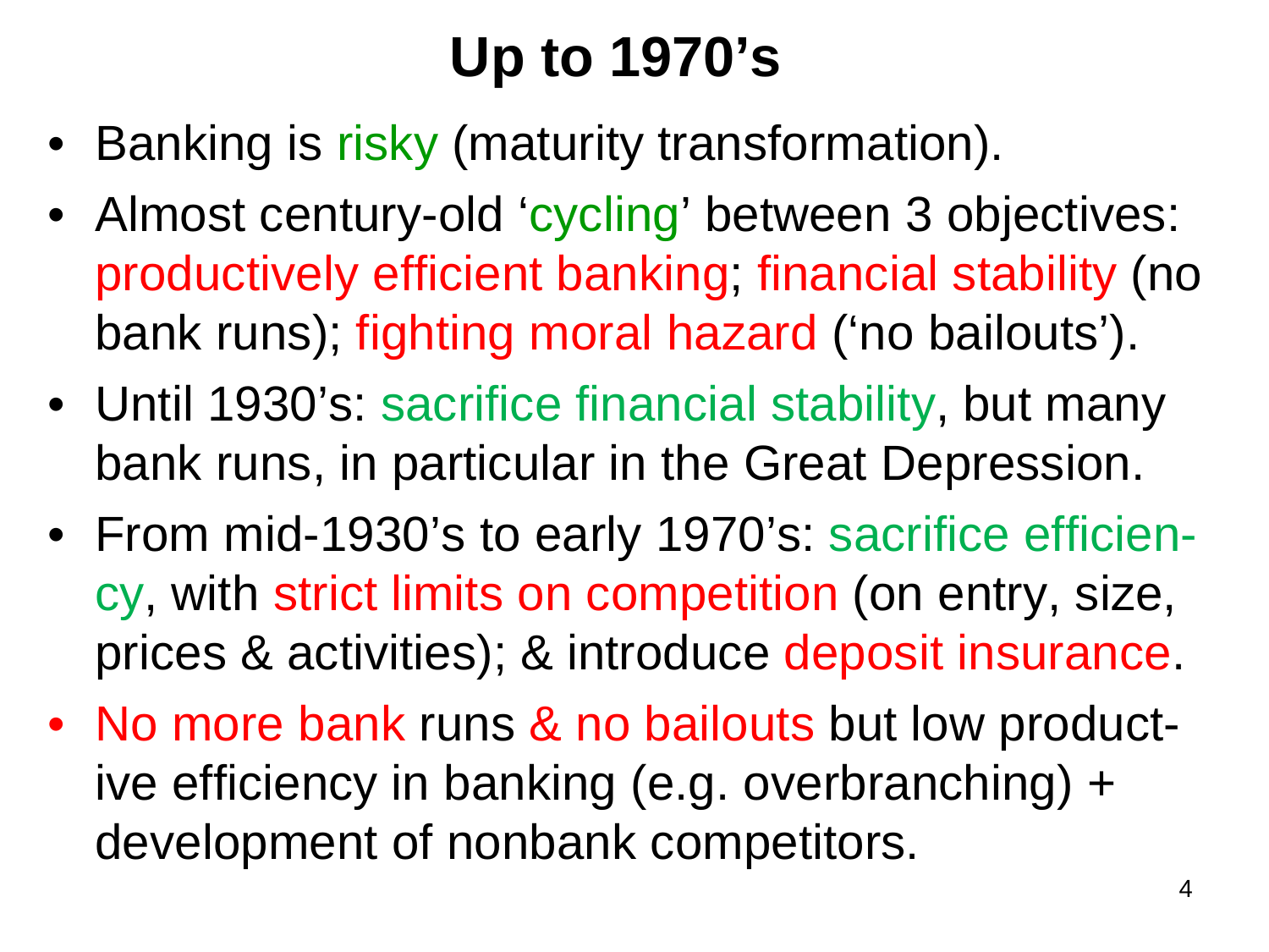# Up to 1970's

- Banking is risky (maturity transformation).
- Almost century-old 'cycling' between 3 objectives: productively efficient banking; financial stability (no bank runs); fighting moral hazard ('no bailouts').
- Until 1930's: sacrifice financial stability, but many bank runs, in particular in the Great Depression.
- From mid-1930's to early 1970's: sacrifice efficiency, with strict limits on competition (on entry, size, prices & activities); & introduce deposit insurance.
- No more bank runs & no bailouts but low productive efficiency in banking (e.g. overbranching) + development of nonbank competitors.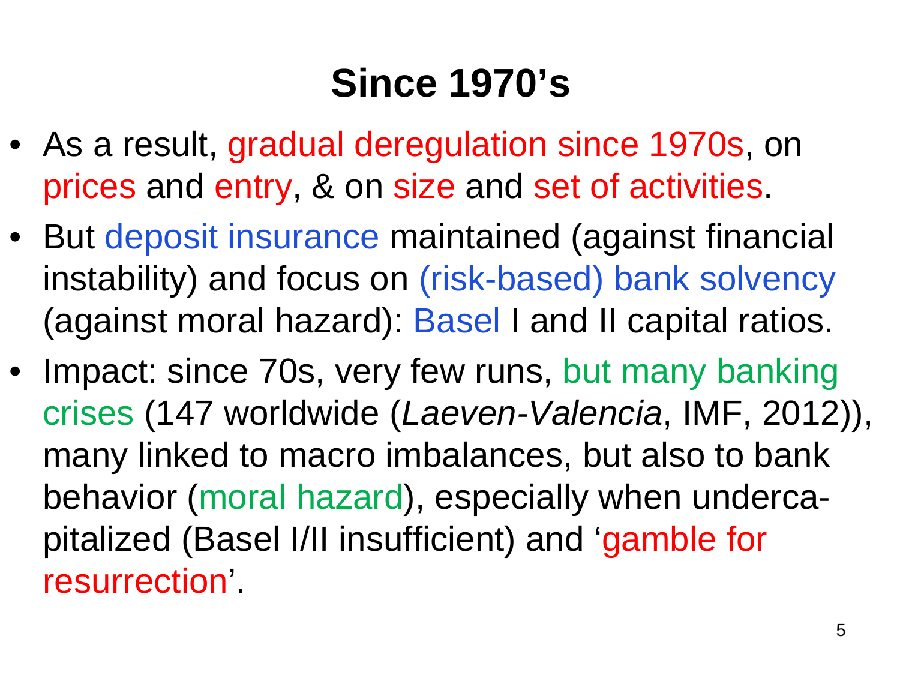# Since 1970's

- As a result, gradual deregulation since 1970s, on prices and entry, & on size and set of activities.
- But deposit insurance maintained (against financial instability) and focus on (risk-based) bank solvency (against moral hazard): Basel I and II capital ratios.
- Impact: since 70s, very few runs, but many banking crises (147 worldwide (*Laeven-Valencia*, IMF, 2012)), many linked to macro imbalances, but also to bank behavior (moral hazard), especially when undercapitalized (Basel I/II insufficient) and 'gamble for resurrection'.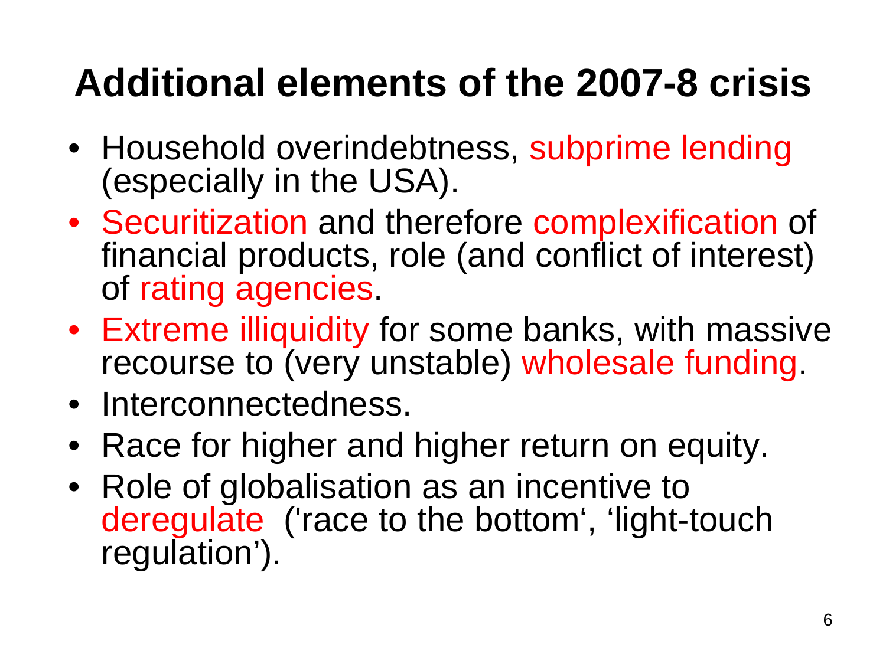# Additional elements of the 2007-8 crisis

- Household overindebtness, subprime lending (especially in the USA).
- Securitization and therefore complexification of financial products, role (and conflict of interest) of rating agencies.
- Extreme illiquidity for some banks, with massive recourse to (very unstable) wholesale funding.
- Interconnectedness.
- Race for higher and higher return on equity.
- Role of globalisation as an incentive to deregulate ('race to the bottom', 'light-touch regulation').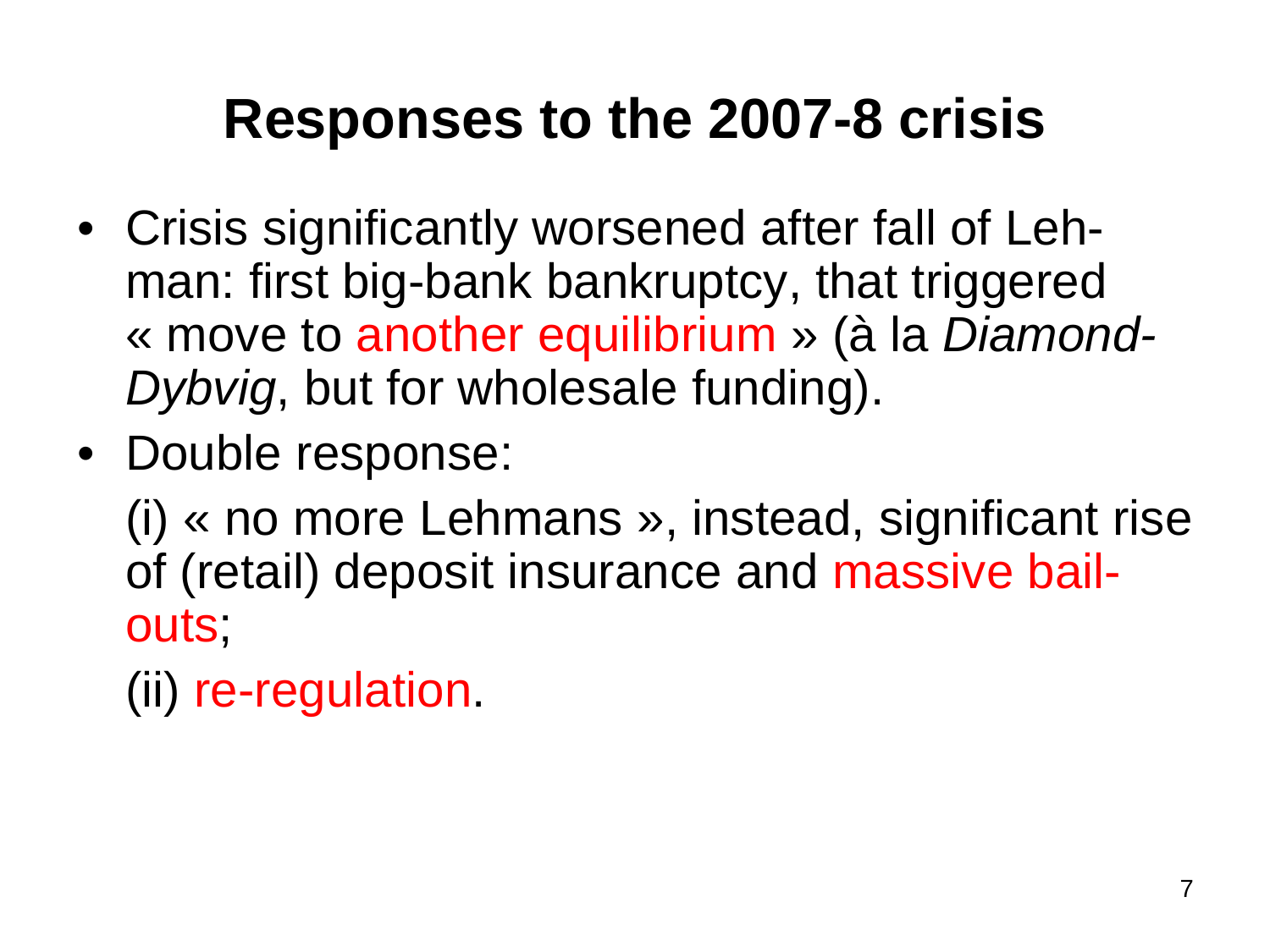# Responses to the 2007-8 crisis

- Crisis significantly worsened after fall of Lehman: first big-bank bankruptcy, that triggered « move to another equilibrium » (à la *Diamond-Dybvig*, but for wholesale funding).
- Double response:

  (i) « no more Lehmans », instead, significant rise of (retail) deposit insurance and massive bail-outs;

  (ii) re-regulation.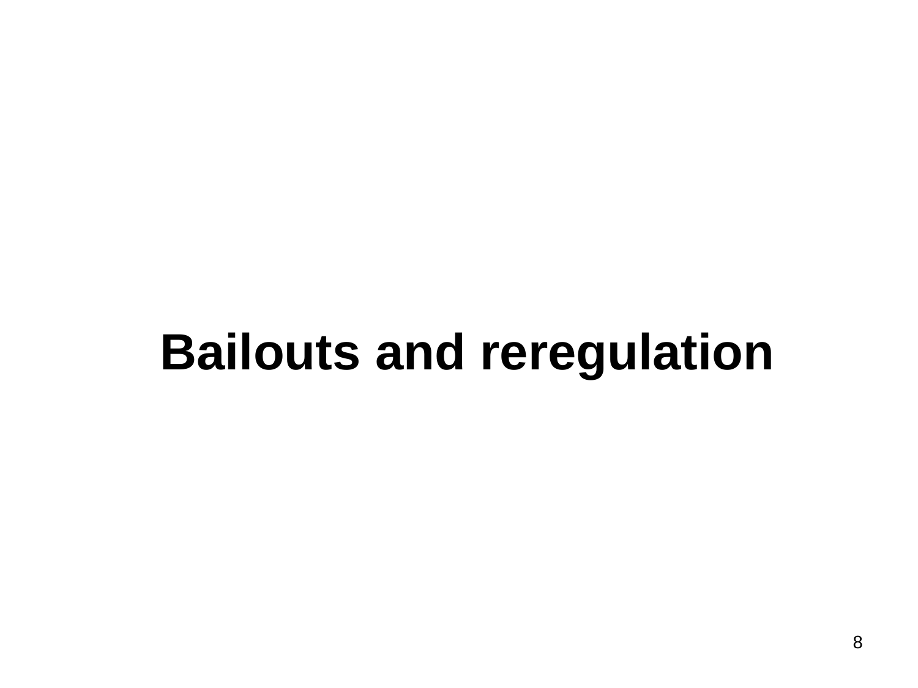# Bailouts and reregulation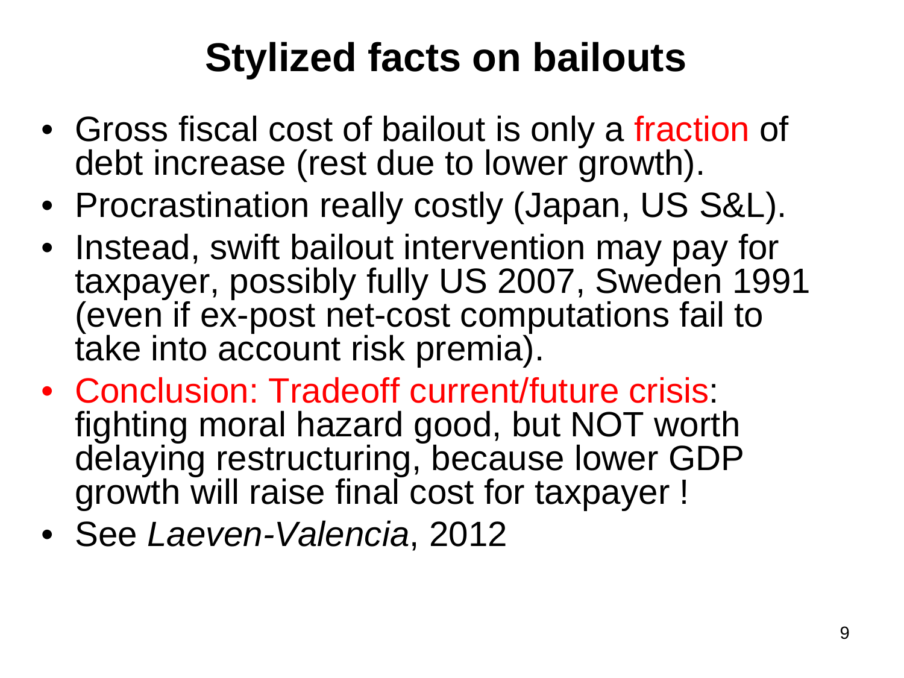# Stylized facts on bailouts

- Gross fiscal cost of bailout is only a fraction of debt increase (rest due to lower growth).
- Procrastination really costly (Japan, US S&L).
- Instead, swift bailout intervention may pay for taxpayer, possibly fully US 2007, Sweden 1991 (even if ex-post net-cost computations fail to take into account risk premia).
- Conclusion: Tradeoff current/future crisis: fighting moral hazard good, but NOT worth delaying restructuring, because lower GDP growth will raise final cost for taxpayer !
- See *Laeven-Valencia*, 2012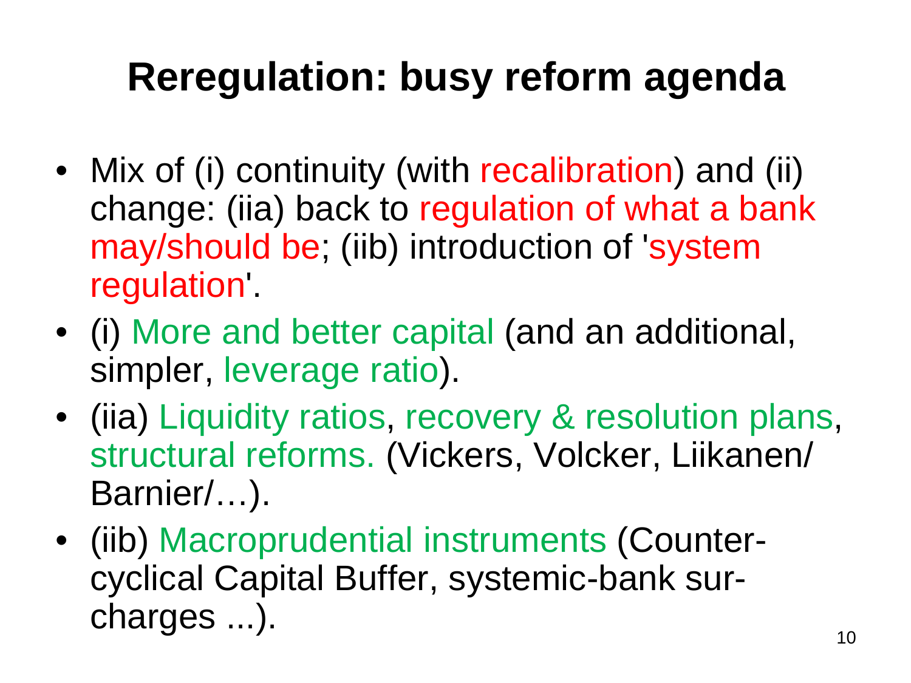# Reregulation: busy reform agenda

- Mix of (i) continuity (with recalibration) and (ii) change: (iia) back to regulation of what a bank may/should be; (iib) introduction of 'system regulation'.
- (i) More and better capital (and an additional, simpler, leverage ratio).
- (iia) Liquidity ratios, recovery & resolution plans, structural reforms. (Vickers, Volcker, Liikanen/ Barnier/…).
- (iib) Macroprudential instruments (Counter-cyclical Capital Buffer, systemic-bank sur-charges ...).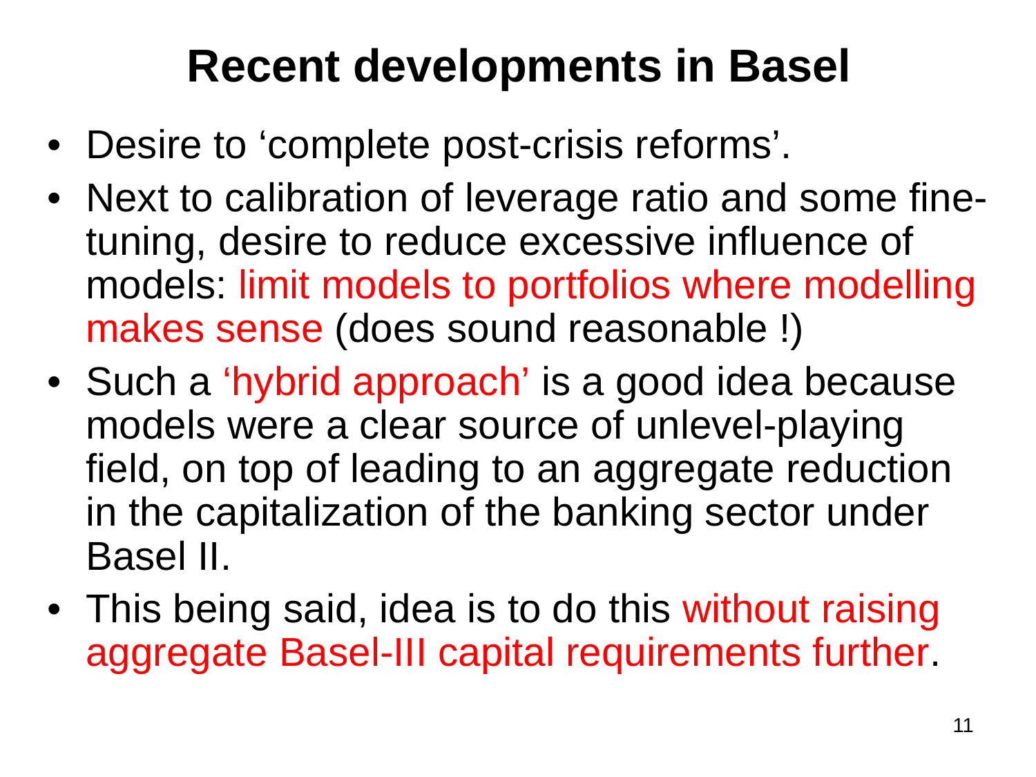# Recent developments in Basel

- Desire to 'complete post-crisis reforms'.
- Next to calibration of leverage ratio and some fine-tuning, desire to reduce excessive influence of models: limit models to portfolios where modelling makes sense (does sound reasonable !)
- Such a 'hybrid approach' is a good idea because models were a clear source of unlevel-playing field, on top of leading to an aggregate reduction in the capitalization of the banking sector under Basel II.
- This being said, idea is to do this without raising aggregate Basel-III capital requirements further.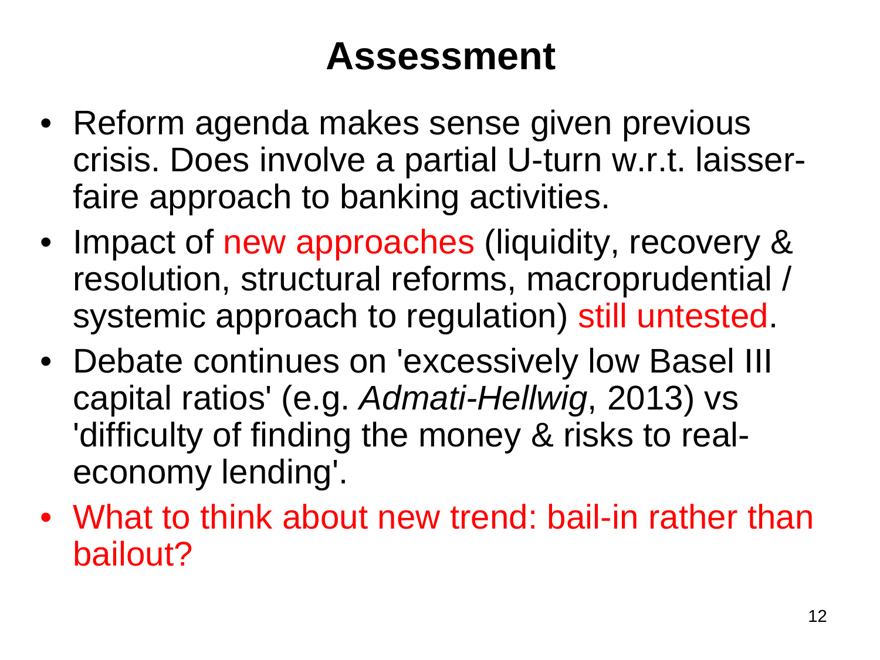# Assessment

- Reform agenda makes sense given previous crisis. Does involve a partial U-turn w.r.t. laisser-faire approach to banking activities.
- Impact of new approaches (liquidity, recovery & resolution, structural reforms, macroprudential / systemic approach to regulation) still untested.
- Debate continues on 'excessively low Basel III capital ratios' (e.g. *Admati-Hellwig*, 2013) vs 'difficulty of finding the money & risks to real-economy lending'.
- What to think about new trend: bail-in rather than bailout?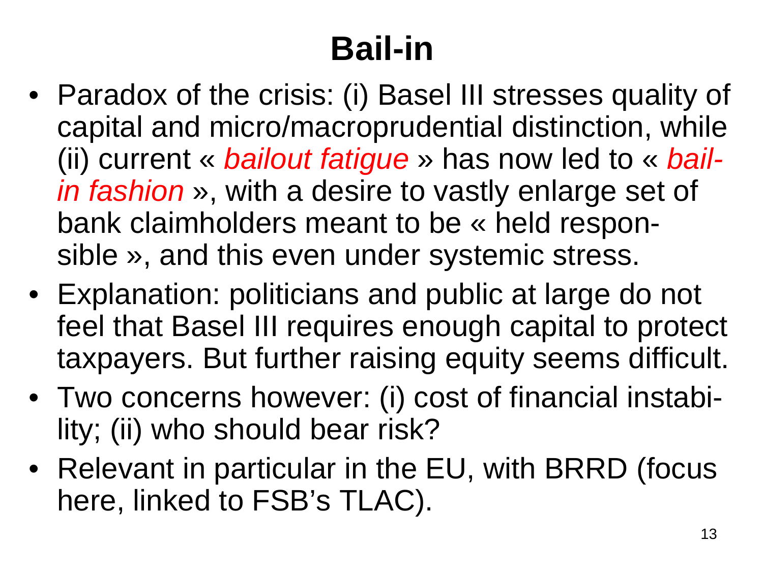# Bail-in

- Paradox of the crisis: (i) Basel III stresses quality of capital and micro/macroprudential distinction, while (ii) current « *bailout fatigue* » has now led to « *bail-in fashion* », with a desire to vastly enlarge set of bank claimholders meant to be « held responsible », and this even under systemic stress.
- Explanation: politicians and public at large do not feel that Basel III requires enough capital to protect taxpayers. But further raising equity seems difficult.
- Two concerns however: (i) cost of financial instability; (ii) who should bear risk?
- Relevant in particular in the EU, with BRRD (focus here, linked to FSB's TLAC).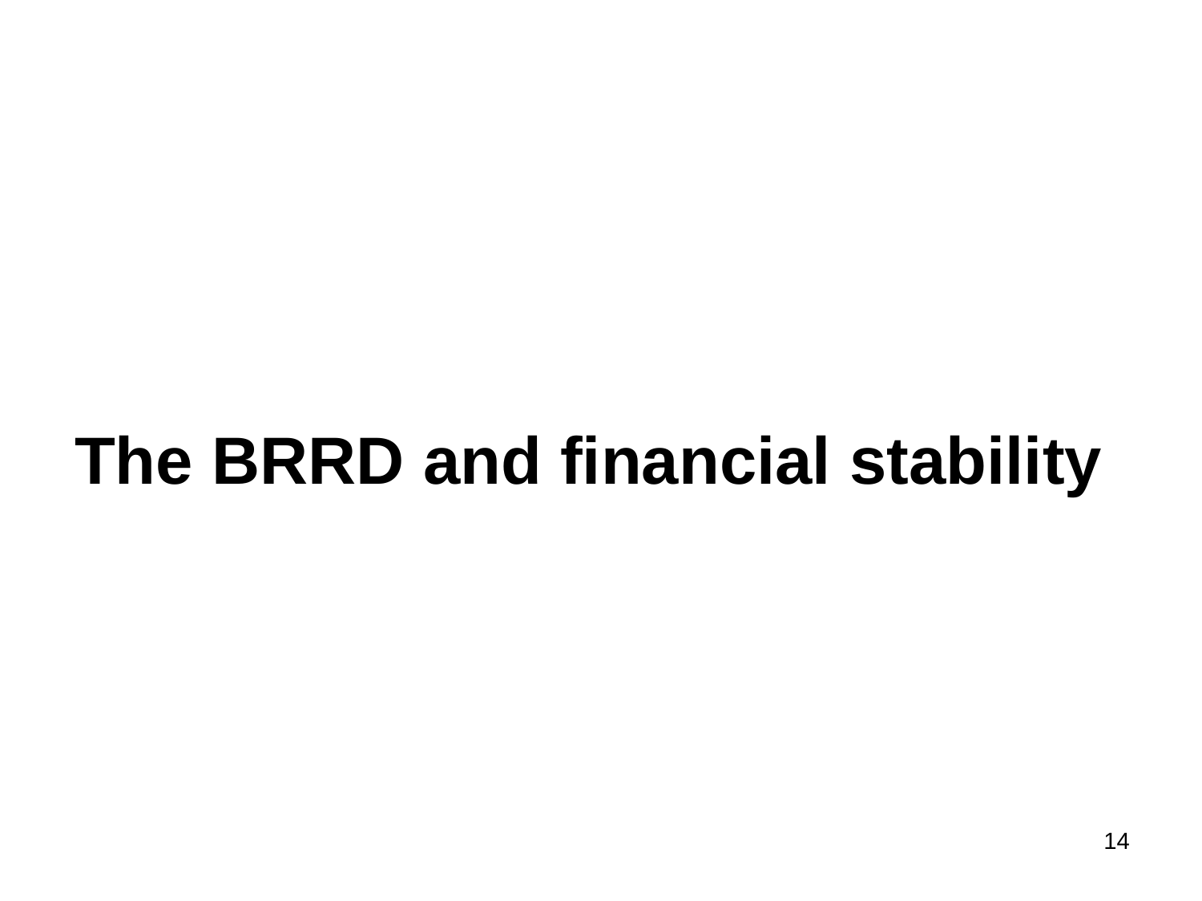# The BRRD and financial stability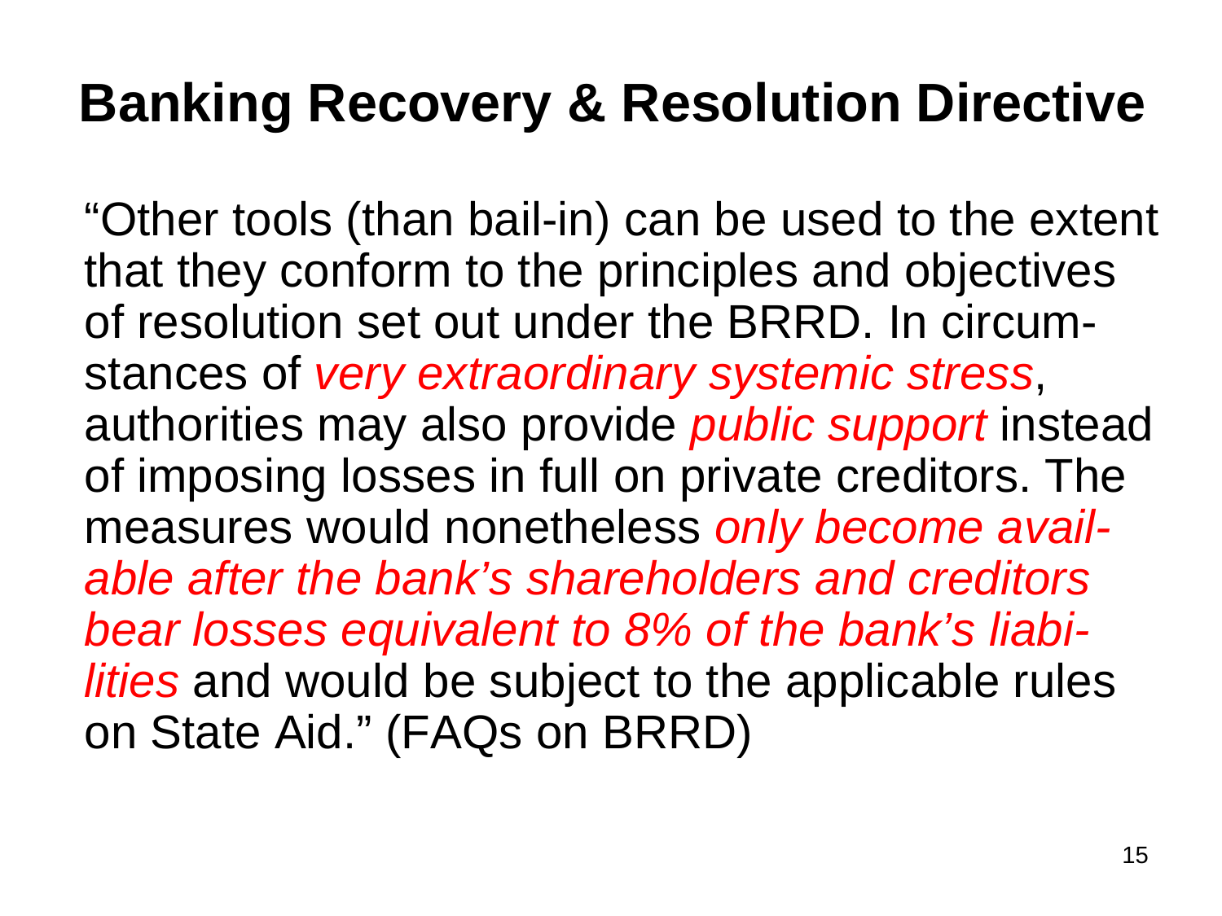# Banking Recovery & Resolution Directive

"Other tools (than bail-in) can be used to the extent that they conform to the principles and objectives of resolution set out under the BRRD. In circumstances of *very extraordinary systemic stress*, authorities may also provide *public support* instead of imposing losses in full on private creditors. The measures would nonetheless *only become available after the bank's shareholders and creditors bear losses equivalent to 8% of the bank's liabilities* and would be subject to the applicable rules on State Aid." (FAQs on BRRD)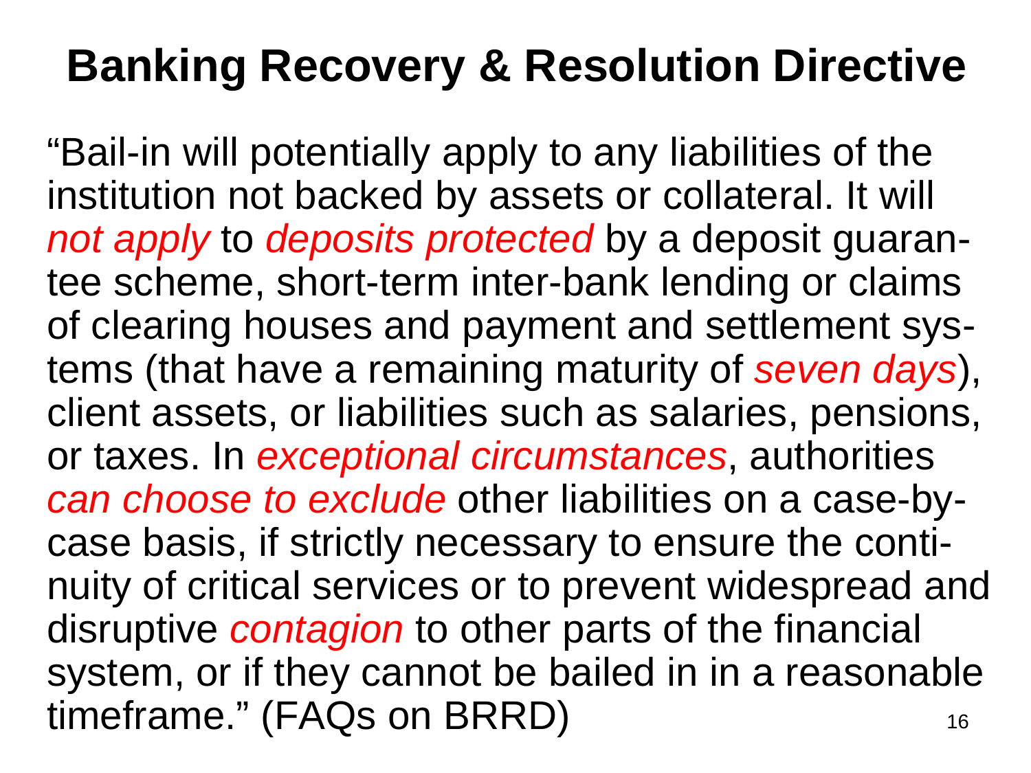# Banking Recovery & Resolution Directive

"Bail-in will potentially apply to any liabilities of the institution not backed by assets or collateral. It will *not apply* to *deposits protected* by a deposit guarantee scheme, short-term inter-bank lending or claims of clearing houses and payment and settlement systems (that have a remaining maturity of *seven days*), client assets, or liabilities such as salaries, pensions, or taxes. In *exceptional circumstances*, authorities *can choose to exclude* other liabilities on a case-by-case basis, if strictly necessary to ensure the continuity of critical services or to prevent widespread and disruptive *contagion* to other parts of the financial system, or if they cannot be bailed in in a reasonable timeframe." (FAQs on BRRD)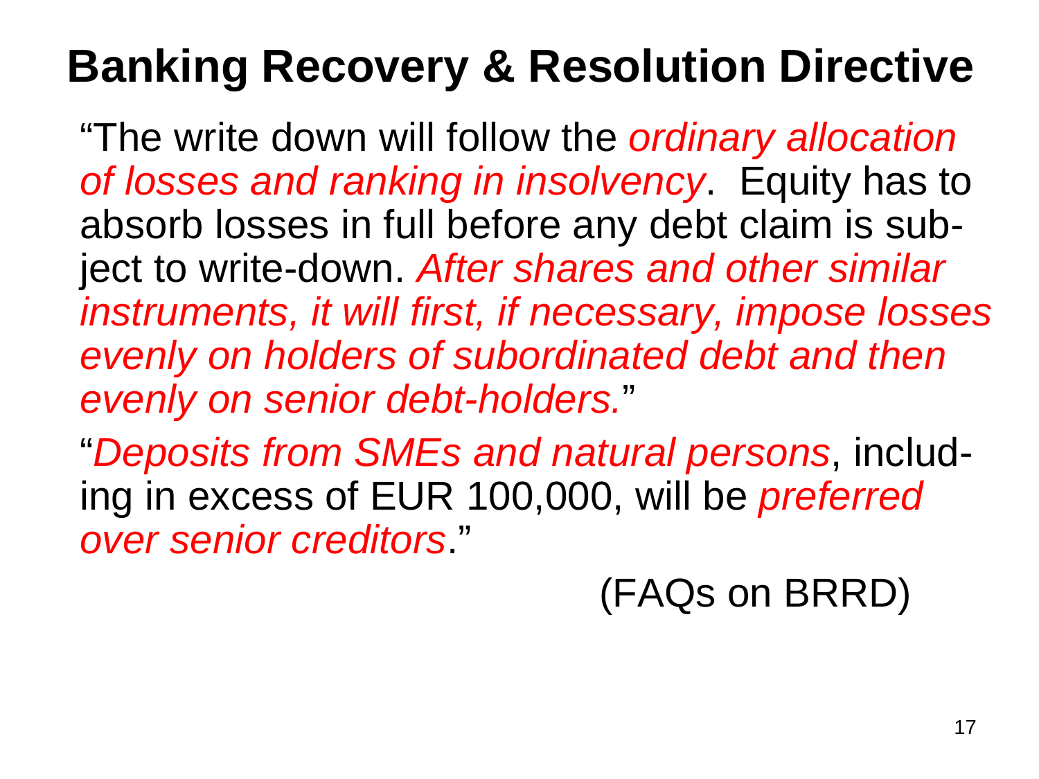# Banking Recovery & Resolution Directive

"The write down will follow the *ordinary allocation of losses and ranking in insolvency*. Equity has to absorb losses in full before any debt claim is subject to write-down. *After shares and other similar instruments, it will first, if necessary, impose losses evenly on holders of subordinated debt and then evenly on senior debt-holders.*"

"*Deposits from SMEs and natural persons*, including in excess of EUR 100,000, will be *preferred over senior creditors*."

(FAQs on BRRD)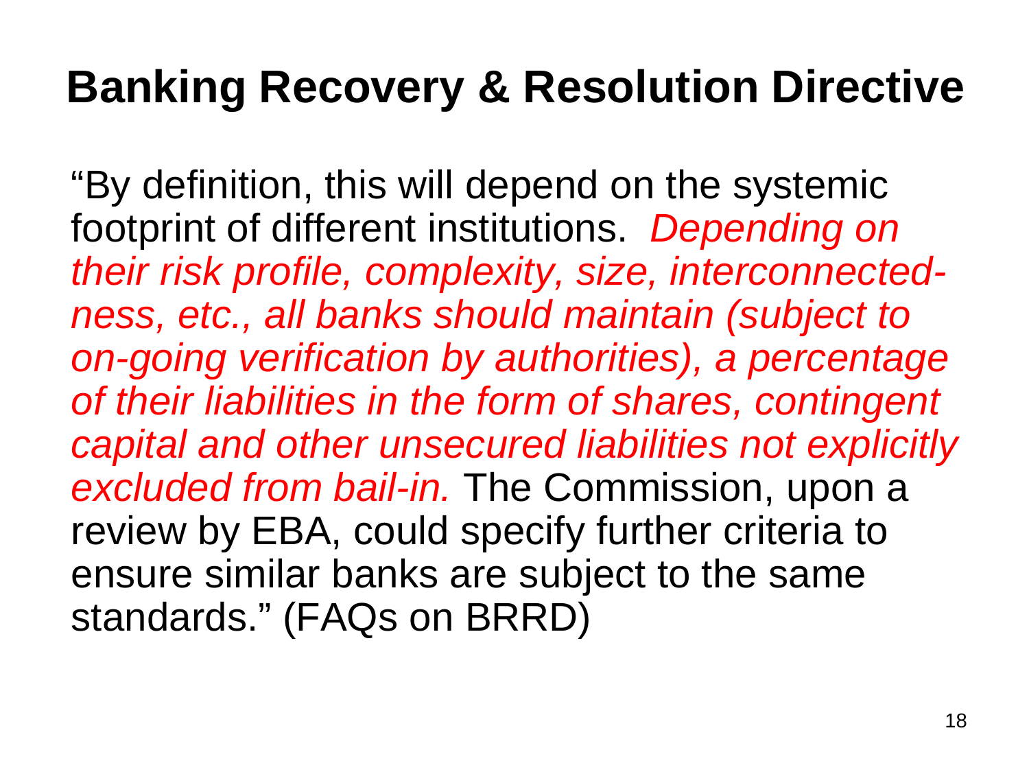# Banking Recovery & Resolution Directive

"By definition, this will depend on the systemic footprint of different institutions. *Depending on their risk profile, complexity, size, interconnectedness, etc., all banks should maintain (subject to on-going verification by authorities), a percentage of their liabilities in the form of shares, contingent capital and other unsecured liabilities not explicitly excluded from bail-in.* The Commission, upon a review by EBA, could specify further criteria to ensure similar banks are subject to the same standards." (FAQs on BRRD)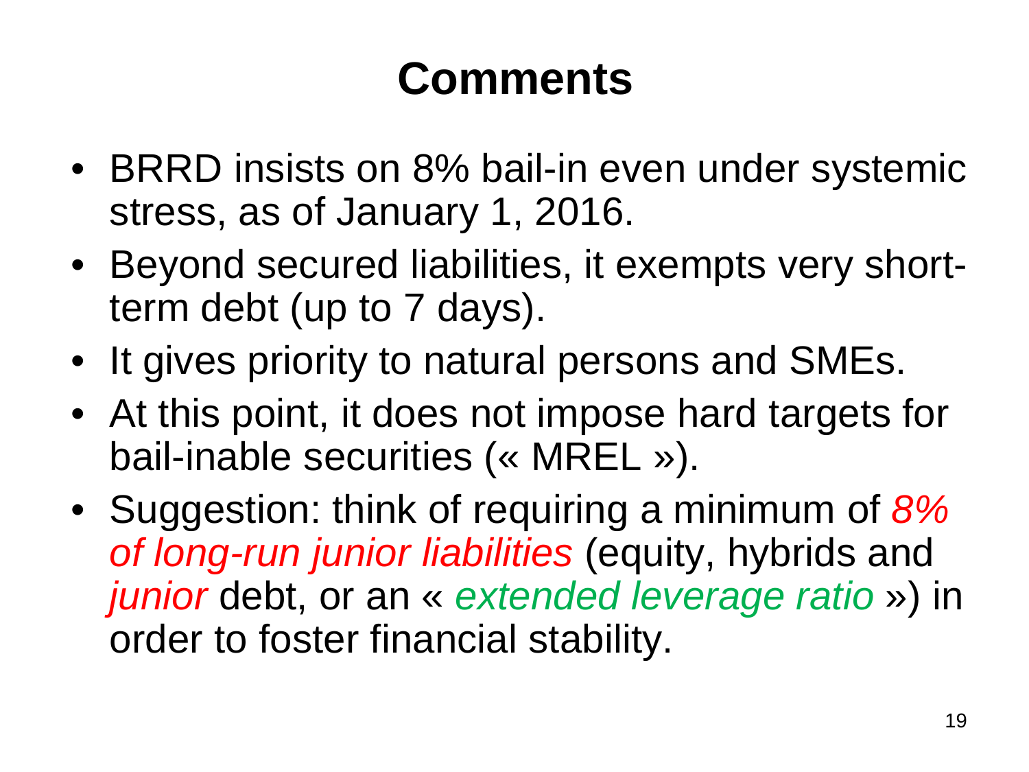# Comments

- BRRD insists on 8% bail-in even under systemic stress, as of January 1, 2016.
- Beyond secured liabilities, it exempts very short-term debt (up to 7 days).
- It gives priority to natural persons and SMEs.
- At this point, it does not impose hard targets for bail-inable securities (« MREL »).
- Suggestion: think of requiring a minimum of *8% of long-run junior liabilities* (equity, hybrids and *junior* debt, or an « *extended leverage ratio* ») in order to foster financial stability.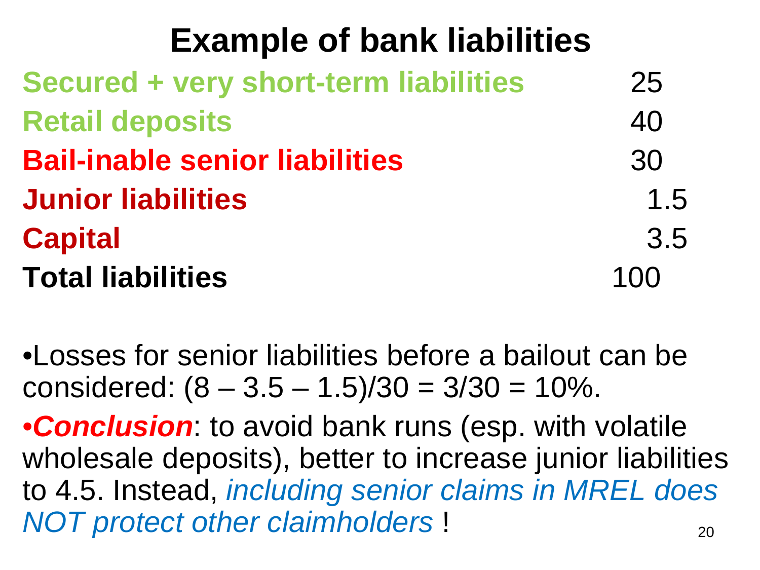# Example of bank liabilities

| | |
|---|---|
| **Secured + very short-term liabilities** | 25 |
| **Retail deposits** | 40 |
| **Bail-inable senior liabilities** | 30 |
| **Junior liabilities** | 1.5 |
| **Capital** | 3.5 |
| **Total liabilities** | 100 |

- Losses for senior liabilities before a bailout can be considered: (8 – 3.5 – 1.5)/30 = 3/30 = 10%.
- ***Conclusion***: to avoid bank runs (esp. with volatile wholesale deposits), better to increase junior liabilities to 4.5. Instead, *including senior claims in MREL does NOT protect other claimholders* !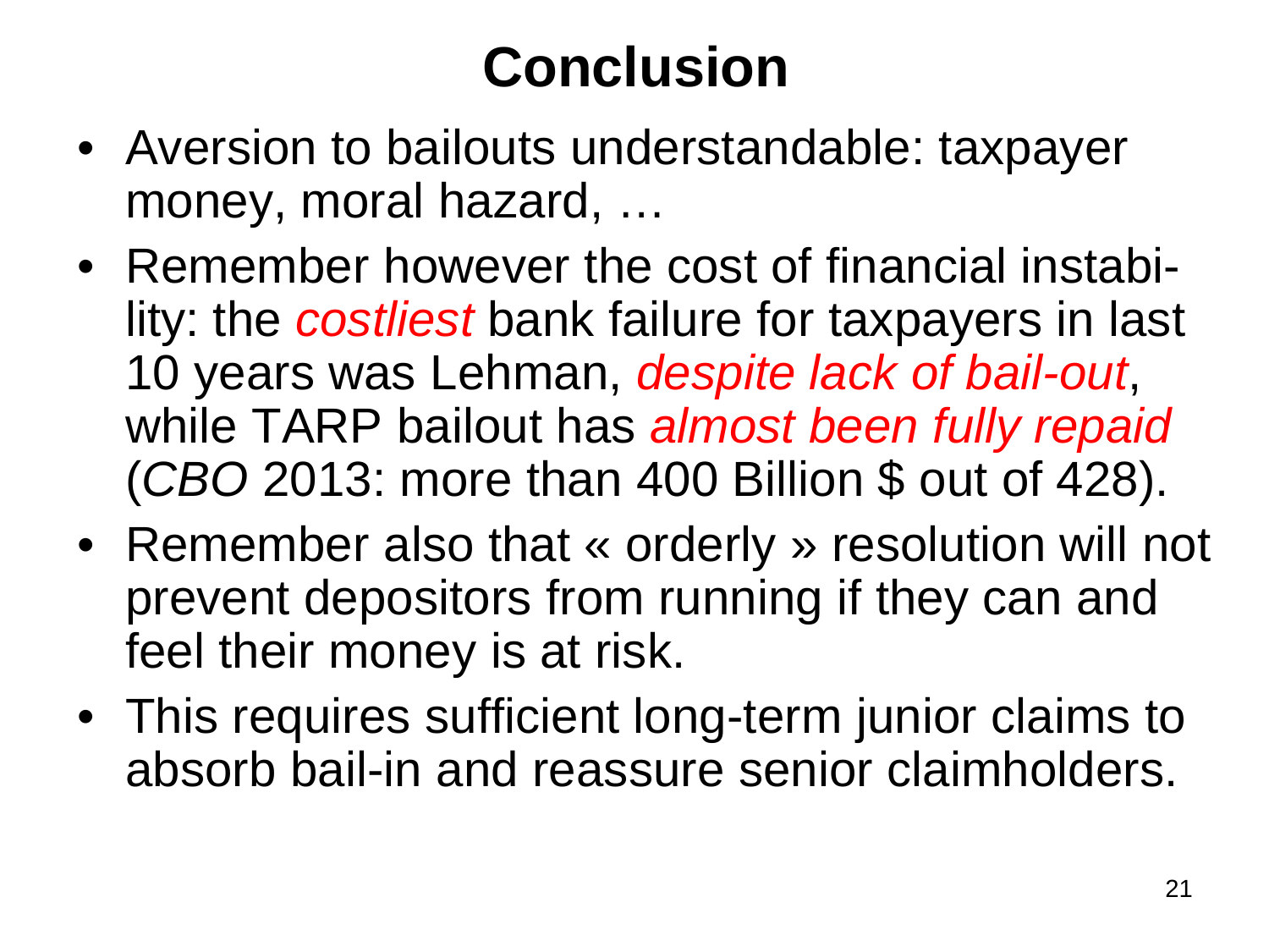# Conclusion

- Aversion to bailouts understandable: taxpayer money, moral hazard, …
- Remember however the cost of financial instability: the *costliest* bank failure for taxpayers in last 10 years was Lehman, *despite lack of bail-out*, while TARP bailout has *almost been fully repaid* (*CBO* 2013: more than 400 Billion $ out of 428).
- Remember also that « orderly » resolution will not prevent depositors from running if they can and feel their money is at risk.
- This requires sufficient long-term junior claims to absorb bail-in and reassure senior claimholders.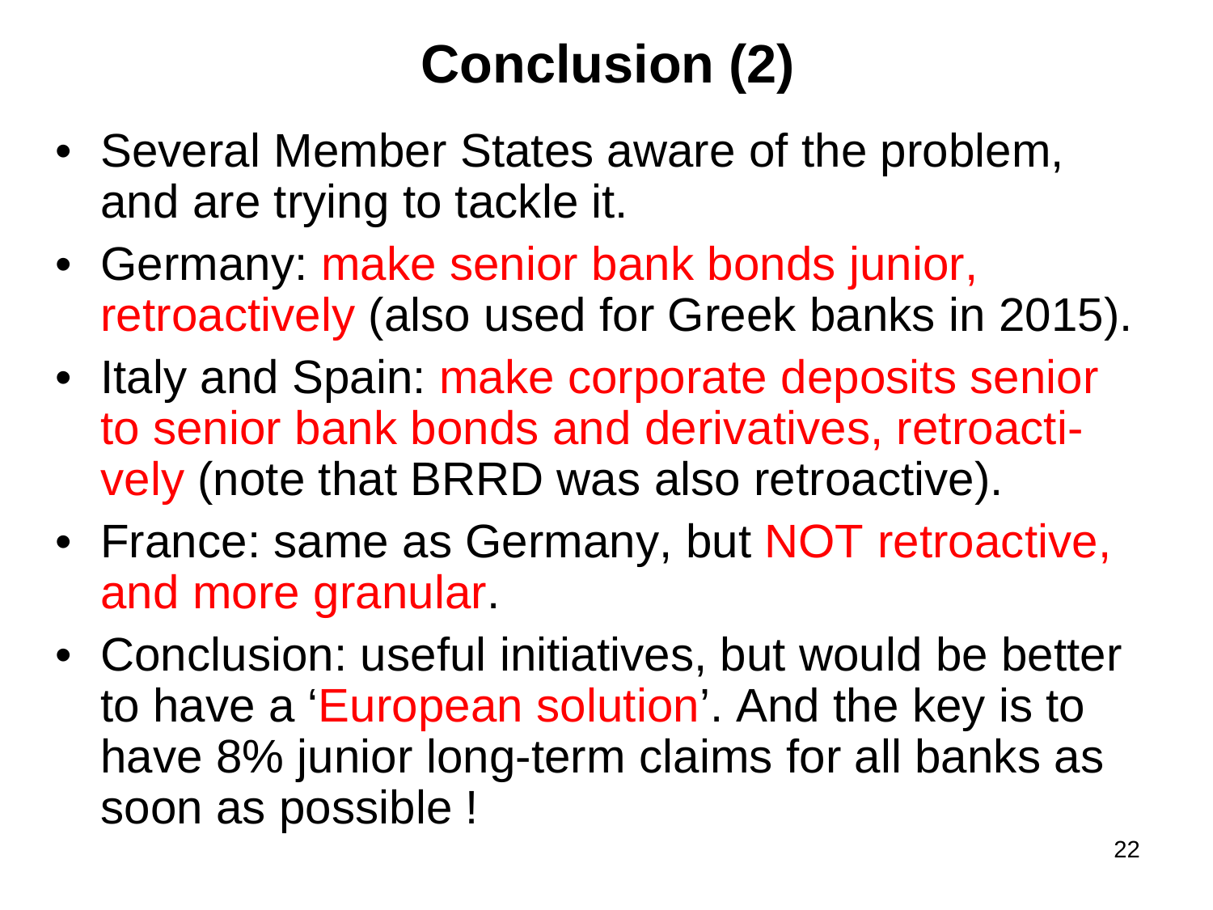# Conclusion (2)

- Several Member States aware of the problem, and are trying to tackle it.
- Germany: make senior bank bonds junior, retroactively (also used for Greek banks in 2015).
- Italy and Spain: make corporate deposits senior to senior bank bonds and derivatives, retroactively (note that BRRD was also retroactive).
- France: same as Germany, but NOT retroactive, and more granular.
- Conclusion: useful initiatives, but would be better to have a 'European solution'. And the key is to have 8% junior long-term claims for all banks as soon as possible !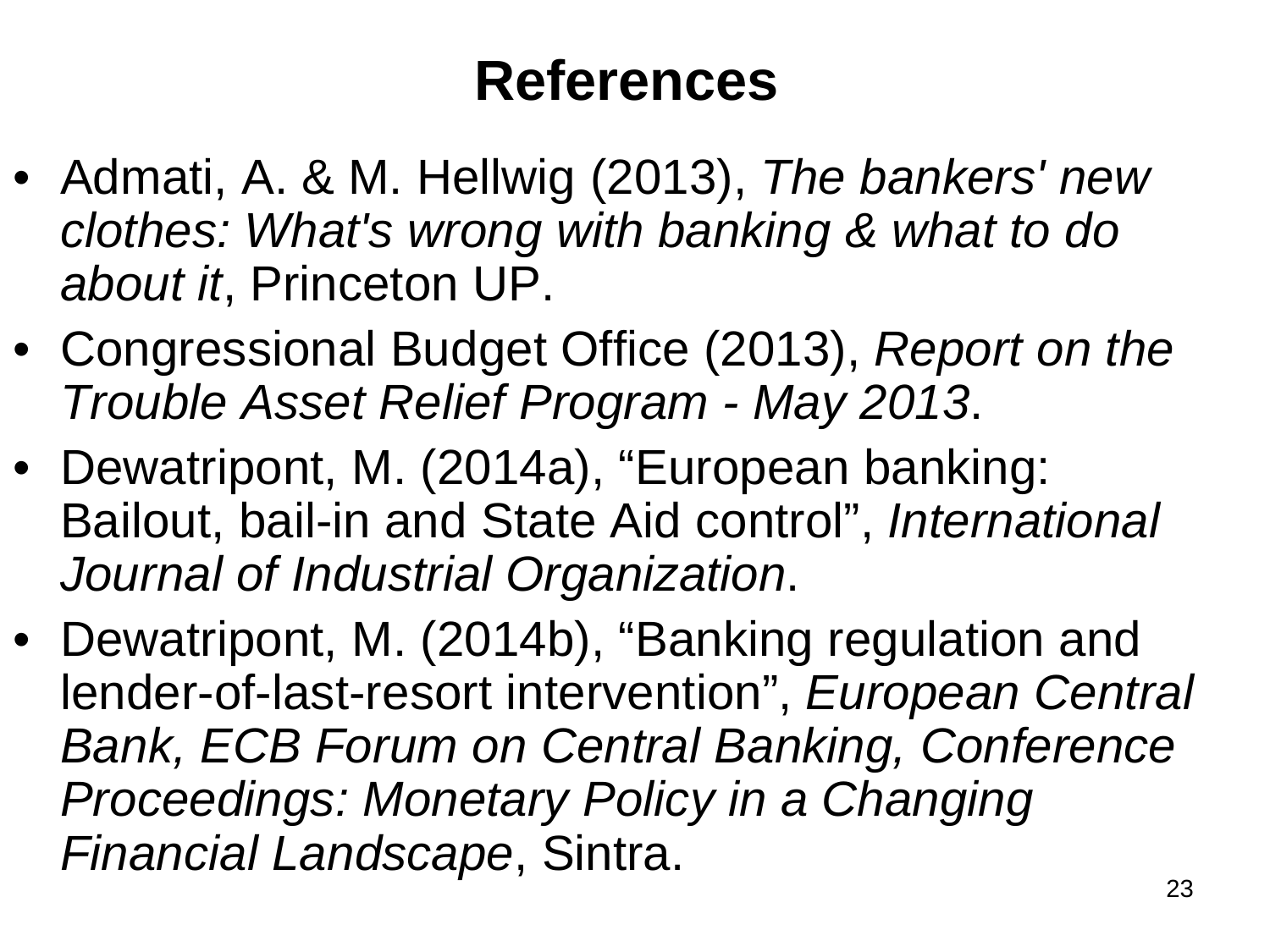# References

- Admati, A. & M. Hellwig (2013), *The bankers' new clothes: What's wrong with banking & what to do about it*, Princeton UP.
- Congressional Budget Office (2013), *Report on the Trouble Asset Relief Program - May 2013*.
- Dewatripont, M. (2014a), "European banking: Bailout, bail-in and State Aid control", *International Journal of Industrial Organization*.
- Dewatripont, M. (2014b), "Banking regulation and lender-of-last-resort intervention", *European Central Bank, ECB Forum on Central Banking, Conference Proceedings: Monetary Policy in a Changing Financial Landscape*, Sintra.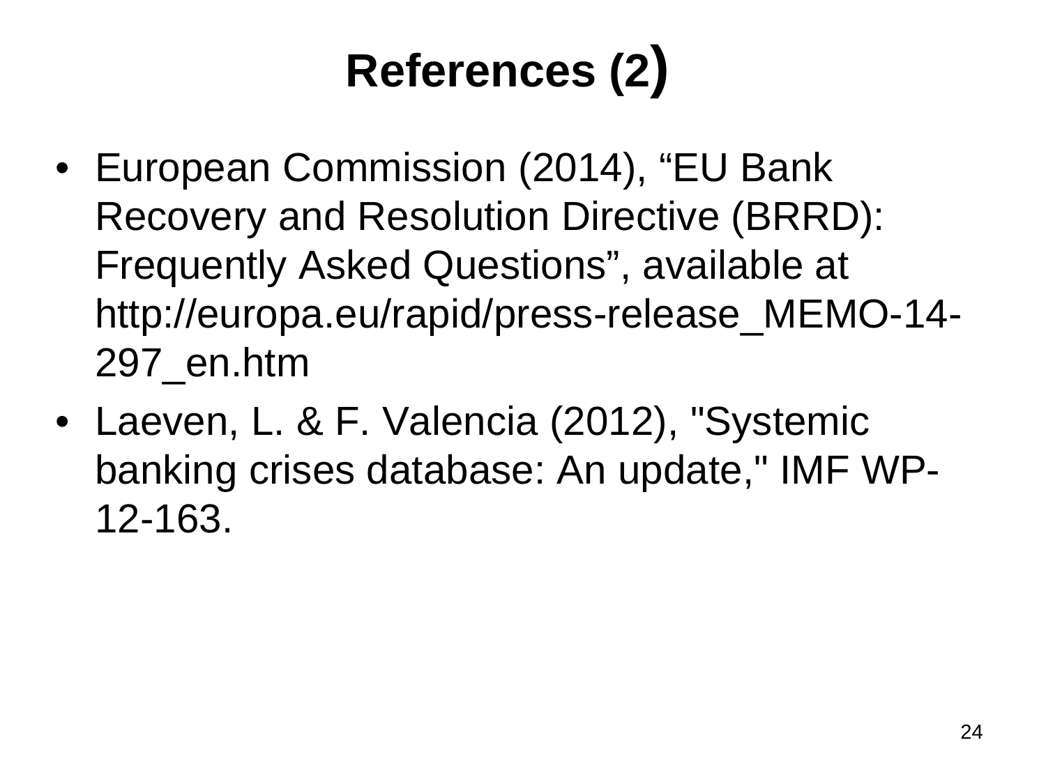# References (2)

- European Commission (2014), "EU Bank Recovery and Resolution Directive (BRRD): Frequently Asked Questions", available at http://europa.eu/rapid/press-release_MEMO-14-297_en.htm
- Laeven, L. & F. Valencia (2012), "Systemic banking crises database: An update," IMF WP-12-163.